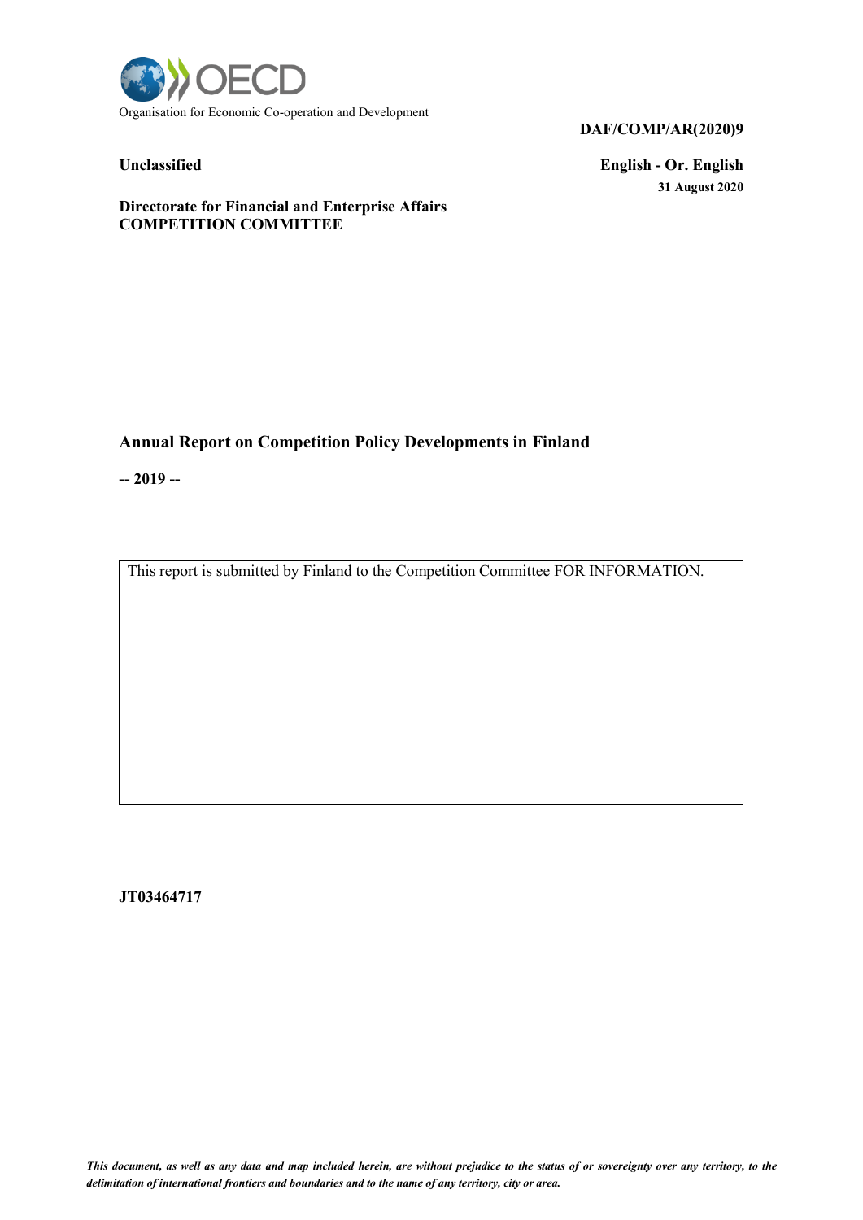Organisation for Economic Co-operation and Development

**DAF/COMP/AR(2020)9**

**Unclassified** **English - Or. English**

**31 August 2020**

**Directorate for Financial and Enterprise Affairs**
**COMPETITION COMMITTEE**

# Annual Report on Competition Policy Developments in Finland

**-- 2019 --**

This report is submitted by Finland to the Competition Committee FOR INFORMATION.

**JT03464717**

*This document, as well as any data and map included herein, are without prejudice to the status of or sovereignty over any territory, to the delimitation of international frontiers and boundaries and to the name of any territory, city or area.*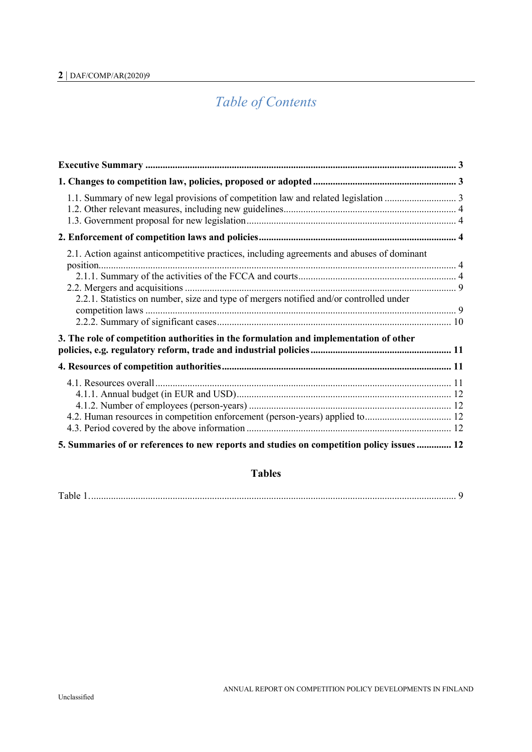# *Table of Contents*

**Executive Summary** ........................................................................................................................... **3**

**1. Changes to competition law, policies, proposed or adopted** .......................................................... **3**

1.1. Summary of new legal provisions of competition law and related legislation ............................ 3
1.2. Other relevant measures, including new guidelines.................................................................... 4
1.3. Government proposal for new legislation ................................................................................... 4

**2. Enforcement of competition laws and policies** ............................................................................... **4**

2.1. Action against anticompetitive practices, including agreements and abuses of dominant position............................................................................................................................................... 4
2.1.1. Summary of the activities of the FCCA and courts............................................................... 4
2.2. Mergers and acquisitions ............................................................................................................ 9
2.2.1. Statistics on number, size and type of mergers notified and/or controlled under competition laws ............................................................................................................................ 9
2.2.2. Summary of significant cases............................................................................................. 10

**3. The role of competition authorities in the formulation and implementation of other policies, e.g. regulatory reform, trade and industrial policies** ........................................................ **11**

**4. Resources of competition authorities** ............................................................................................ **11**

4.1. Resources overall ....................................................................................................................... 11
4.1.1. Annual budget (in EUR and USD)...................................................................................... 12
4.1.2. Number of employees (person-years) ................................................................................. 12
4.2. Human resources in competition enforcement (person-years) applied to................................... 12
4.3. Period covered by the above information ................................................................................. 12

**5. Summaries of or references to new reports and studies on competition policy issues** ............. **12**

## Tables

Table 1.................................................................................................................................................. 9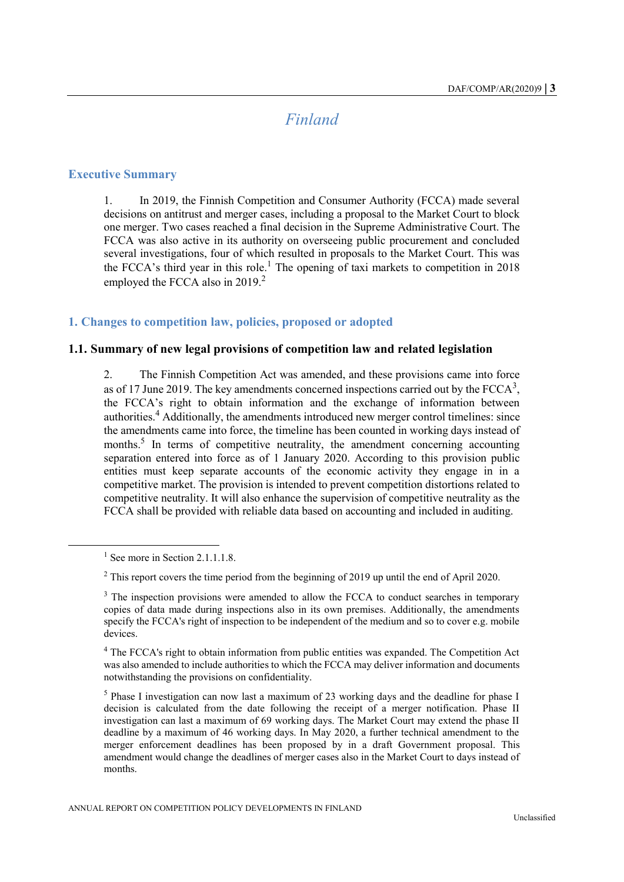# *Finland*

## Executive Summary

1. In 2019, the Finnish Competition and Consumer Authority (FCCA) made several decisions on antitrust and merger cases, including a proposal to the Market Court to block one merger. Two cases reached a final decision in the Supreme Administrative Court. The FCCA was also active in its authority on overseeing public procurement and concluded several investigations, four of which resulted in proposals to the Market Court. This was the FCCA's third year in this role.[1] The opening of taxi markets to competition in 2018 employed the FCCA also in 2019.[2]

## 1. Changes to competition law, policies, proposed or adopted

### 1.1. Summary of new legal provisions of competition law and related legislation

2. The Finnish Competition Act was amended, and these provisions came into force as of 17 June 2019. The key amendments concerned inspections carried out by the FCCA[3], the FCCA's right to obtain information and the exchange of information between authorities.[4] Additionally, the amendments introduced new merger control timelines: since the amendments came into force, the timeline has been counted in working days instead of months.[5] In terms of competitive neutrality, the amendment concerning accounting separation entered into force as of 1 January 2020. According to this provision public entities must keep separate accounts of the economic activity they engage in in a competitive market. The provision is intended to prevent competition distortions related to competitive neutrality. It will also enhance the supervision of competitive neutrality as the FCCA shall be provided with reliable data based on accounting and included in auditing.

---

[1] See more in Section 2.1.1.1.8.

[2] This report covers the time period from the beginning of 2019 up until the end of April 2020.

[3] The inspection provisions were amended to allow the FCCA to conduct searches in temporary copies of data made during inspections also in its own premises. Additionally, the amendments specify the FCCA's right of inspection to be independent of the medium and so to cover e.g. mobile devices.

[4] The FCCA's right to obtain information from public entities was expanded. The Competition Act was also amended to include authorities to which the FCCA may deliver information and documents notwithstanding the provisions on confidentiality.

[5] Phase I investigation can now last a maximum of 23 working days and the deadline for phase I decision is calculated from the date following the receipt of a merger notification. Phase II investigation can last a maximum of 69 working days. The Market Court may extend the phase II deadline by a maximum of 46 working days. In May 2020, a further technical amendment to the merger enforcement deadlines has been proposed by in a draft Government proposal. This amendment would change the deadlines of merger cases also in the Market Court to days instead of months.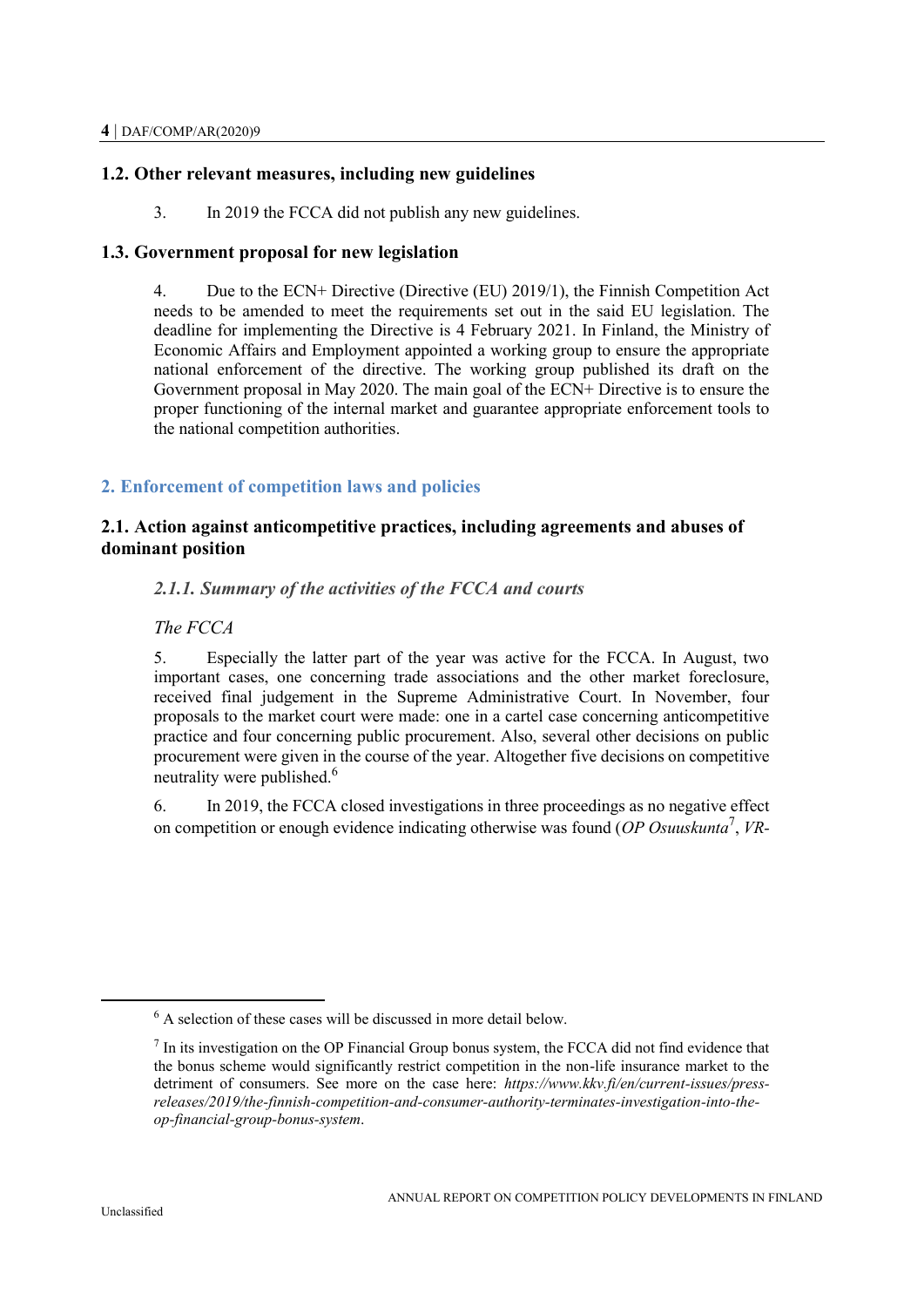## 1.2. Other relevant measures, including new guidelines

3. In 2019 the FCCA did not publish any new guidelines.

## 1.3. Government proposal for new legislation

4. Due to the ECN+ Directive (Directive (EU) 2019/1), the Finnish Competition Act needs to be amended to meet the requirements set out in the said EU legislation. The deadline for implementing the Directive is 4 February 2021. In Finland, the Ministry of Economic Affairs and Employment appointed a working group to ensure the appropriate national enforcement of the directive. The working group published its draft on the Government proposal in May 2020. The main goal of the ECN+ Directive is to ensure the proper functioning of the internal market and guarantee appropriate enforcement tools to the national competition authorities.

# 2. Enforcement of competition laws and policies

## 2.1. Action against anticompetitive practices, including agreements and abuses of dominant position

### *2.1.1. Summary of the activities of the FCCA and courts*

*The FCCA*

5. Especially the latter part of the year was active for the FCCA. In August, two important cases, one concerning trade associations and the other market foreclosure, received final judgement in the Supreme Administrative Court. In November, four proposals to the market court were made: one in a cartel case concerning anticompetitive practice and four concerning public procurement. Also, several other decisions on public procurement were given in the course of the year. Altogether five decisions on competitive neutrality were published.[6]

6. In 2019, the FCCA closed investigations in three proceedings as no negative effect on competition or enough evidence indicating otherwise was found (*OP Osuuskunta*[7], *VR-*

---

[6] A selection of these cases will be discussed in more detail below.

[7] In its investigation on the OP Financial Group bonus system, the FCCA did not find evidence that the bonus scheme would significantly restrict competition in the non-life insurance market to the detriment of consumers. See more on the case here: *https://www.kkv.fi/en/current-issues/press-releases/2019/the-finnish-competition-and-consumer-authority-terminates-investigation-into-the-op-financial-group-bonus-system*.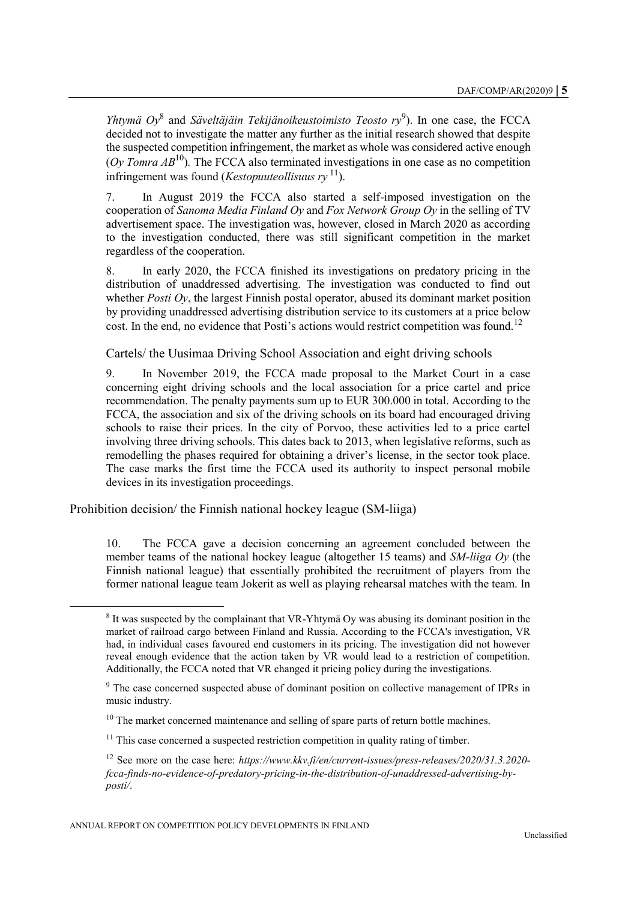*Yhtymä Oy*[8] and *Säveltäjäin Tekijänoikeustoimisto Teosto ry*[9]). In one case, the FCCA decided not to investigate the matter any further as the initial research showed that despite the suspected competition infringement, the market as whole was considered active enough (*Oy Tomra AB*[10]). The FCCA also terminated investigations in one case as no competition infringement was found (*Kestopuuteollisuus ry*[11]).

7. In August 2019 the FCCA also started a self-imposed investigation on the cooperation of *Sanoma Media Finland Oy* and *Fox Network Group Oy* in the selling of TV advertisement space. The investigation was, however, closed in March 2020 as according to the investigation conducted, there was still significant competition in the market regardless of the cooperation.

8. In early 2020, the FCCA finished its investigations on predatory pricing in the distribution of unaddressed advertising. The investigation was conducted to find out whether *Posti Oy*, the largest Finnish postal operator, abused its dominant market position by providing unaddressed advertising distribution service to its customers at a price below cost. In the end, no evidence that Posti's actions would restrict competition was found.[12]

### Cartels/ the Uusimaa Driving School Association and eight driving schools

9. In November 2019, the FCCA made proposal to the Market Court in a case concerning eight driving schools and the local association for a price cartel and price recommendation. The penalty payments sum up to EUR 300.000 in total. According to the FCCA, the association and six of the driving schools on its board had encouraged driving schools to raise their prices. In the city of Porvoo, these activities led to a price cartel involving three driving schools. This dates back to 2013, when legislative reforms, such as remodelling the phases required for obtaining a driver's license, in the sector took place. The case marks the first time the FCCA used its authority to inspect personal mobile devices in its investigation proceedings.

### Prohibition decision/ the Finnish national hockey league (SM-liiga)

10. The FCCA gave a decision concerning an agreement concluded between the member teams of the national hockey league (altogether 15 teams) and *SM-liiga Oy* (the Finnish national league) that essentially prohibited the recruitment of players from the former national league team Jokerit as well as playing rehearsal matches with the team. In

---

[8] It was suspected by the complainant that VR-Yhtymä Oy was abusing its dominant position in the market of railroad cargo between Finland and Russia. According to the FCCA's investigation, VR had, in individual cases favoured end customers in its pricing. The investigation did not however reveal enough evidence that the action taken by VR would lead to a restriction of competition. Additionally, the FCCA noted that VR changed it pricing policy during the investigations.

[9] The case concerned suspected abuse of dominant position on collective management of IPRs in music industry.

[10] The market concerned maintenance and selling of spare parts of return bottle machines.

[11] This case concerned a suspected restriction competition in quality rating of timber.

[12] See more on the case here: *https://www.kkv.fi/en/current-issues/press-releases/2020/31.3.2020-fcca-finds-no-evidence-of-predatory-pricing-in-the-distribution-of-unaddressed-advertising-by-posti/*.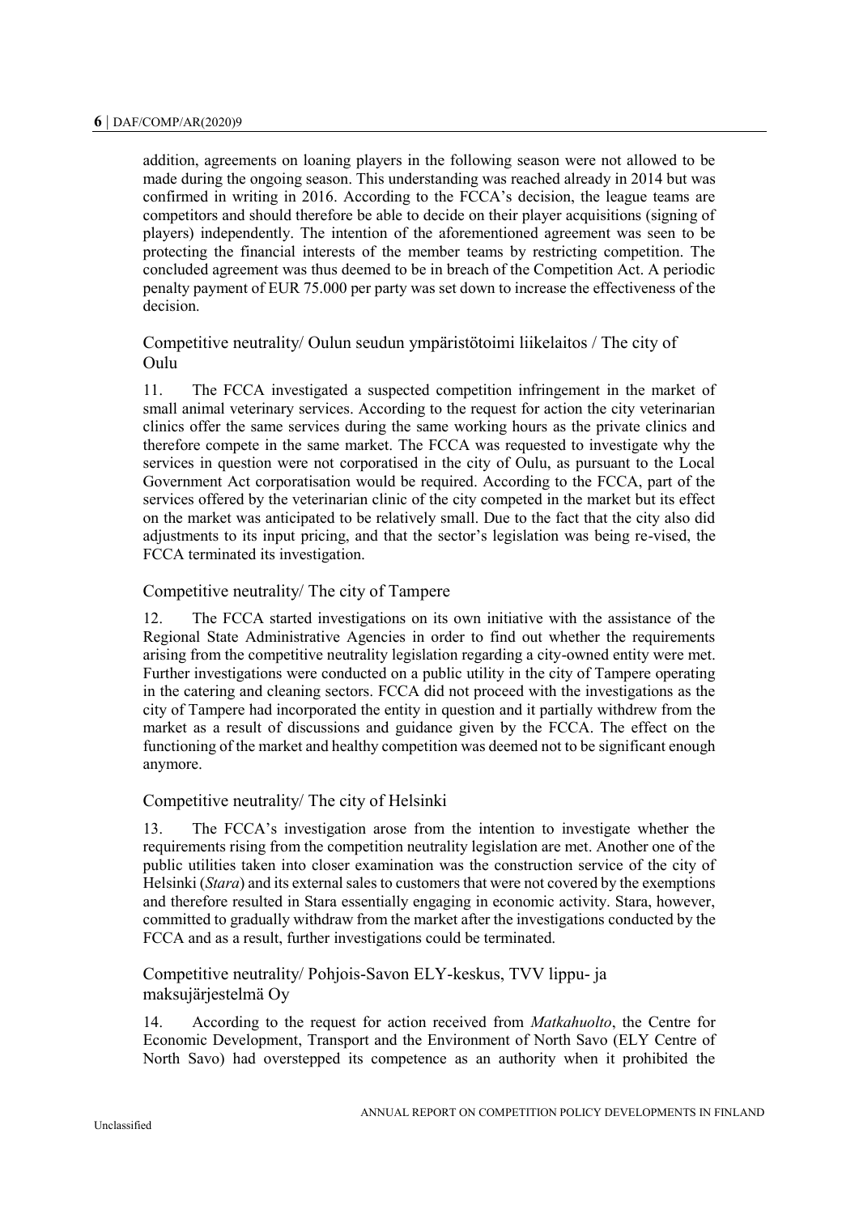addition, agreements on loaning players in the following season were not allowed to be made during the ongoing season. This understanding was reached already in 2014 but was confirmed in writing in 2016. According to the FCCA's decision, the league teams are competitors and should therefore be able to decide on their player acquisitions (signing of players) independently. The intention of the aforementioned agreement was seen to be protecting the financial interests of the member teams by restricting competition. The concluded agreement was thus deemed to be in breach of the Competition Act. A periodic penalty payment of EUR 75.000 per party was set down to increase the effectiveness of the decision.

### Competitive neutrality/ Oulun seudun ympäristötoimi liikelaitos / The city of Oulu

11. The FCCA investigated a suspected competition infringement in the market of small animal veterinary services. According to the request for action the city veterinarian clinics offer the same services during the same working hours as the private clinics and therefore compete in the same market. The FCCA was requested to investigate why the services in question were not corporatised in the city of Oulu, as pursuant to the Local Government Act corporatisation would be required. According to the FCCA, part of the services offered by the veterinarian clinic of the city competed in the market but its effect on the market was anticipated to be relatively small. Due to the fact that the city also did adjustments to its input pricing, and that the sector's legislation was being re-vised, the FCCA terminated its investigation.

### Competitive neutrality/ The city of Tampere

12. The FCCA started investigations on its own initiative with the assistance of the Regional State Administrative Agencies in order to find out whether the requirements arising from the competitive neutrality legislation regarding a city-owned entity were met. Further investigations were conducted on a public utility in the city of Tampere operating in the catering and cleaning sectors. FCCA did not proceed with the investigations as the city of Tampere had incorporated the entity in question and it partially withdrew from the market as a result of discussions and guidance given by the FCCA. The effect on the functioning of the market and healthy competition was deemed not to be significant enough anymore.

### Competitive neutrality/ The city of Helsinki

13. The FCCA's investigation arose from the intention to investigate whether the requirements rising from the competition neutrality legislation are met. Another one of the public utilities taken into closer examination was the construction service of the city of Helsinki (*Stara*) and its external sales to customers that were not covered by the exemptions and therefore resulted in Stara essentially engaging in economic activity. Stara, however, committed to gradually withdraw from the market after the investigations conducted by the FCCA and as a result, further investigations could be terminated.

### Competitive neutrality/ Pohjois-Savon ELY-keskus, TVV lippu- ja maksujärjestelmä Oy

14. According to the request for action received from *Matkahuolto*, the Centre for Economic Development, Transport and the Environment of North Savo (ELY Centre of North Savo) had overstepped its competence as an authority when it prohibited the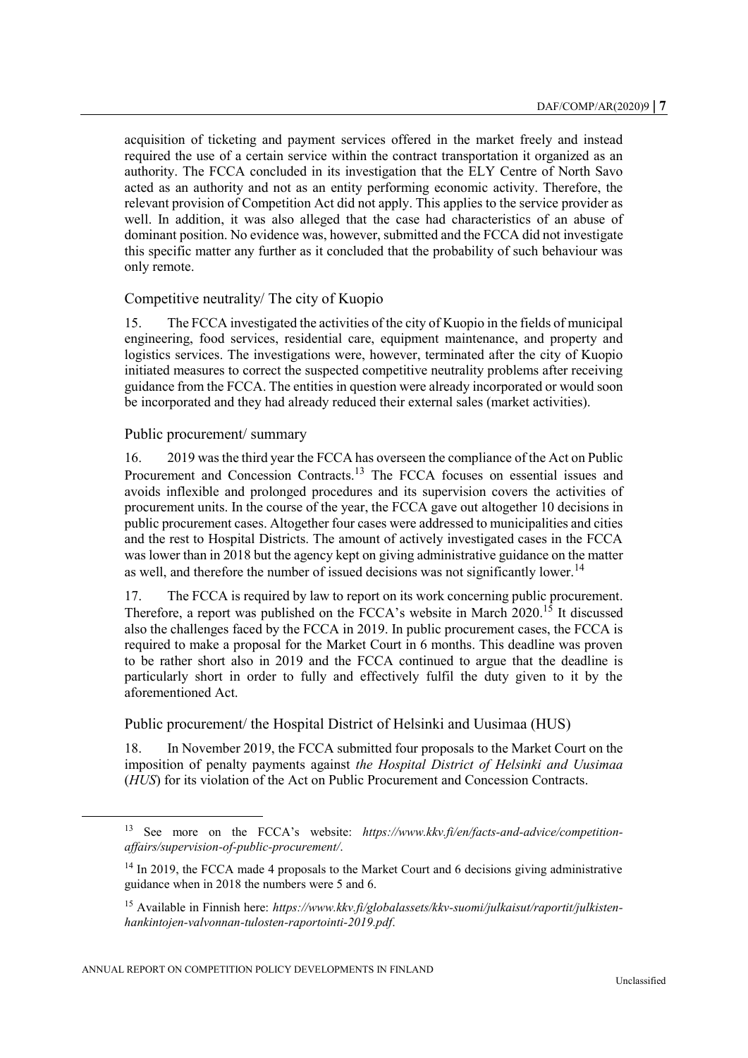acquisition of ticketing and payment services offered in the market freely and instead required the use of a certain service within the contract transportation it organized as an authority. The FCCA concluded in its investigation that the ELY Centre of North Savo acted as an authority and not as an entity performing economic activity. Therefore, the relevant provision of Competition Act did not apply. This applies to the service provider as well. In addition, it was also alleged that the case had characteristics of an abuse of dominant position. No evidence was, however, submitted and the FCCA did not investigate this specific matter any further as it concluded that the probability of such behaviour was only remote.

### Competitive neutrality/ The city of Kuopio

15. The FCCA investigated the activities of the city of Kuopio in the fields of municipal engineering, food services, residential care, equipment maintenance, and property and logistics services. The investigations were, however, terminated after the city of Kuopio initiated measures to correct the suspected competitive neutrality problems after receiving guidance from the FCCA. The entities in question were already incorporated or would soon be incorporated and they had already reduced their external sales (market activities).

### Public procurement/ summary

16. 2019 was the third year the FCCA has overseen the compliance of the Act on Public Procurement and Concession Contracts.[13] The FCCA focuses on essential issues and avoids inflexible and prolonged procedures and its supervision covers the activities of procurement units. In the course of the year, the FCCA gave out altogether 10 decisions in public procurement cases. Altogether four cases were addressed to municipalities and cities and the rest to Hospital Districts. The amount of actively investigated cases in the FCCA was lower than in 2018 but the agency kept on giving administrative guidance on the matter as well, and therefore the number of issued decisions was not significantly lower.[14]

17. The FCCA is required by law to report on its work concerning public procurement. Therefore, a report was published on the FCCA's website in March 2020.[15] It discussed also the challenges faced by the FCCA in 2019. In public procurement cases, the FCCA is required to make a proposal for the Market Court in 6 months. This deadline was proven to be rather short also in 2019 and the FCCA continued to argue that the deadline is particularly short in order to fully and effectively fulfil the duty given to it by the aforementioned Act.

### Public procurement/ the Hospital District of Helsinki and Uusimaa (HUS)

18. In November 2019, the FCCA submitted four proposals to the Market Court on the imposition of penalty payments against *the Hospital District of Helsinki and Uusimaa* (*HUS*) for its violation of the Act on Public Procurement and Concession Contracts.

---

[13] See more on the FCCA's website: *https://www.kkv.fi/en/facts-and-advice/competition-affairs/supervision-of-public-procurement/*.

[14] In 2019, the FCCA made 4 proposals to the Market Court and 6 decisions giving administrative guidance when in 2018 the numbers were 5 and 6.

[15] Available in Finnish here: *https://www.kkv.fi/globalassets/kkv-suomi/julkaisut/raportit/julkisten-hankintojen-valvonnan-tulosten-raportointi-2019.pdf*.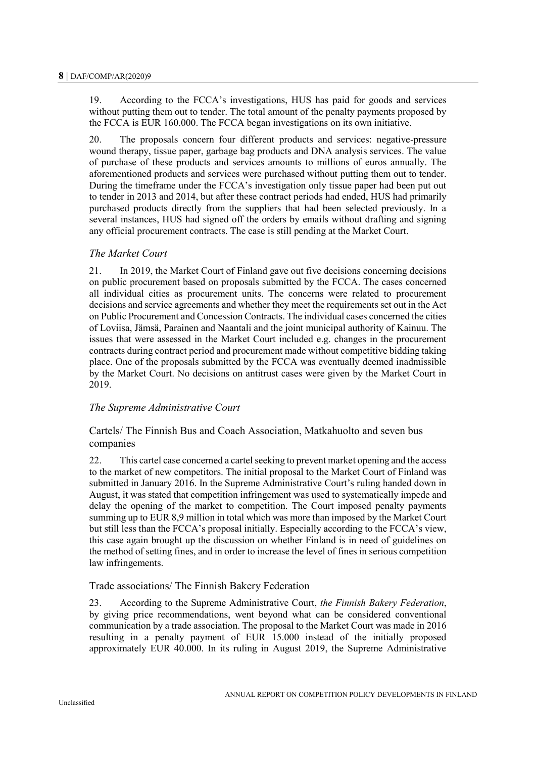19. According to the FCCA's investigations, HUS has paid for goods and services without putting them out to tender. The total amount of the penalty payments proposed by the FCCA is EUR 160.000. The FCCA began investigations on its own initiative.

20. The proposals concern four different products and services: negative-pressure wound therapy, tissue paper, garbage bag products and DNA analysis services. The value of purchase of these products and services amounts to millions of euros annually. The aforementioned products and services were purchased without putting them out to tender. During the timeframe under the FCCA's investigation only tissue paper had been put out to tender in 2013 and 2014, but after these contract periods had ended, HUS had primarily purchased products directly from the suppliers that had been selected previously. In a several instances, HUS had signed off the orders by emails without drafting and signing any official procurement contracts. The case is still pending at the Market Court.

*The Market Court*

21. In 2019, the Market Court of Finland gave out five decisions concerning decisions on public procurement based on proposals submitted by the FCCA. The cases concerned all individual cities as procurement units. The concerns were related to procurement decisions and service agreements and whether they meet the requirements set out in the Act on Public Procurement and Concession Contracts. The individual cases concerned the cities of Loviisa, Jämsä, Parainen and Naantali and the joint municipal authority of Kainuu. The issues that were assessed in the Market Court included e.g. changes in the procurement contracts during contract period and procurement made without competitive bidding taking place. One of the proposals submitted by the FCCA was eventually deemed inadmissible by the Market Court. No decisions on antitrust cases were given by the Market Court in 2019.

*The Supreme Administrative Court*

Cartels/ The Finnish Bus and Coach Association, Matkahuolto and seven bus companies

22. This cartel case concerned a cartel seeking to prevent market opening and the access to the market of new competitors. The initial proposal to the Market Court of Finland was submitted in January 2016. In the Supreme Administrative Court's ruling handed down in August, it was stated that competition infringement was used to systematically impede and delay the opening of the market to competition. The Court imposed penalty payments summing up to EUR 8,9 million in total which was more than imposed by the Market Court but still less than the FCCA's proposal initially. Especially according to the FCCA's view, this case again brought up the discussion on whether Finland is in need of guidelines on the method of setting fines, and in order to increase the level of fines in serious competition law infringements.

Trade associations/ The Finnish Bakery Federation

23. According to the Supreme Administrative Court, *the Finnish Bakery Federation*, by giving price recommendations, went beyond what can be considered conventional communication by a trade association. The proposal to the Market Court was made in 2016 resulting in a penalty payment of EUR 15.000 instead of the initially proposed approximately EUR 40.000. In its ruling in August 2019, the Supreme Administrative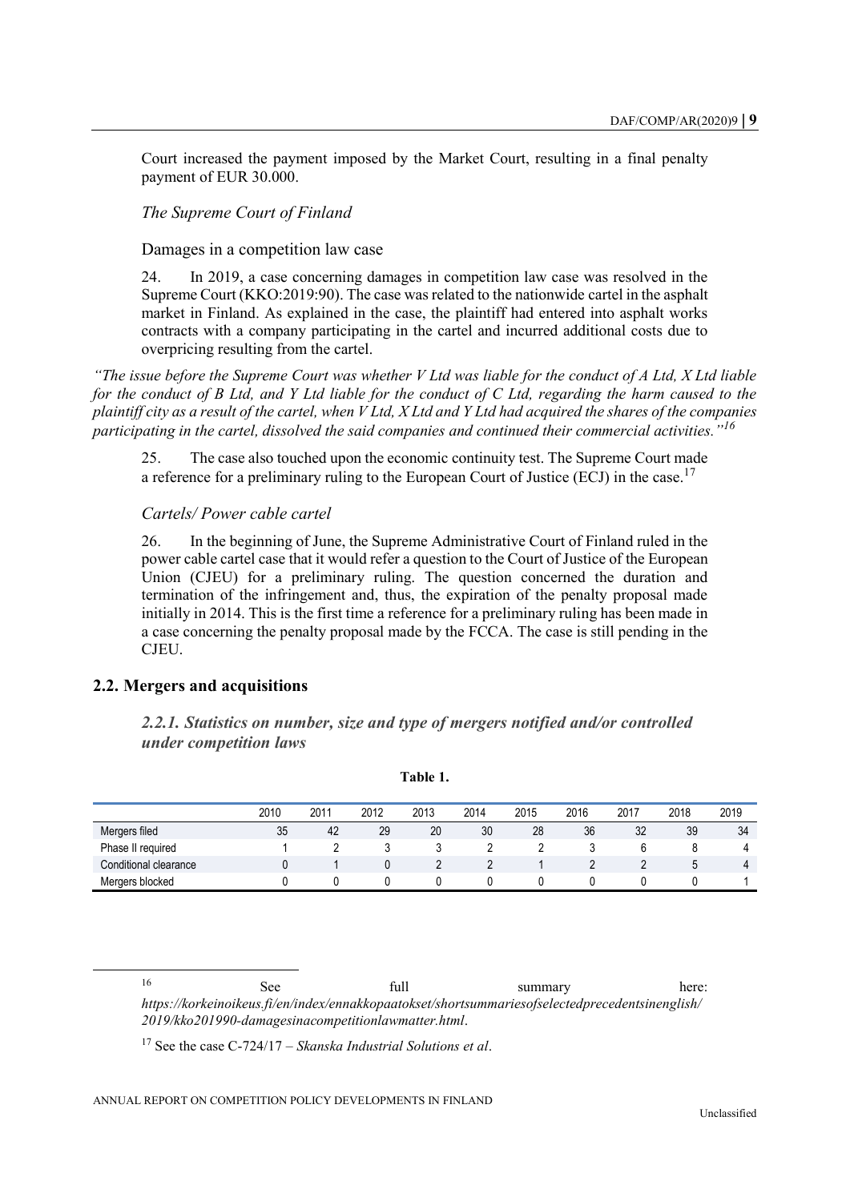Court increased the payment imposed by the Market Court, resulting in a final penalty payment of EUR 30.000.

*The Supreme Court of Finland*

Damages in a competition law case

24. In 2019, a case concerning damages in competition law case was resolved in the Supreme Court (KKO:2019:90). The case was related to the nationwide cartel in the asphalt market in Finland. As explained in the case, the plaintiff had entered into asphalt works contracts with a company participating in the cartel and incurred additional costs due to overpricing resulting from the cartel.

*"The issue before the Supreme Court was whether V Ltd was liable for the conduct of A Ltd, X Ltd liable for the conduct of B Ltd, and Y Ltd liable for the conduct of C Ltd, regarding the harm caused to the plaintiff city as a result of the cartel, when V Ltd, X Ltd and Y Ltd had acquired the shares of the companies participating in the cartel, dissolved the said companies and continued their commercial activities."*[16]

25. The case also touched upon the economic continuity test. The Supreme Court made a reference for a preliminary ruling to the European Court of Justice (ECJ) in the case.[17]

*Cartels/ Power cable cartel*

26. In the beginning of June, the Supreme Administrative Court of Finland ruled in the power cable cartel case that it would refer a question to the Court of Justice of the European Union (CJEU) for a preliminary ruling. The question concerned the duration and termination of the infringement and, thus, the expiration of the penalty proposal made initially in 2014. This is the first time a reference for a preliminary ruling has been made in a case concerning the penalty proposal made by the FCCA. The case is still pending in the CJEU.

## 2.2. Mergers and acquisitions

### *2.2.1. Statistics on number, size and type of mergers notified and/or controlled under competition laws*

**Table 1.**

| | 2010 | 2011 | 2012 | 2013 | 2014 | 2015 | 2016 | 2017 | 2018 | 2019 |
|---|---|---|---|---|---|---|---|---|---|---|
| Mergers filed | 35 | 42 | 29 | 20 | 30 | 28 | 36 | 32 | 39 | 34 |
| Phase II required | 1 | 2 | 3 | 3 | 2 | 2 | 3 | 6 | 8 | 4 |
| Conditional clearance | 0 | 1 | 0 | 2 | 2 | 1 | 2 | 2 | 5 | 4 |
| Mergers blocked | 0 | 0 | 0 | 0 | 0 | 0 | 0 | 0 | 0 | 1 |

[16] See full summary here: *https://korkeinoikeus.fi/en/index/ennakkopaatokset/shortsummariesofselectedprecedentsinenglish/2019/kko201990-damagesinacompetitionlawmatter.html*.

[17] See the case C-724/17 – *Skanska Industrial Solutions et al*.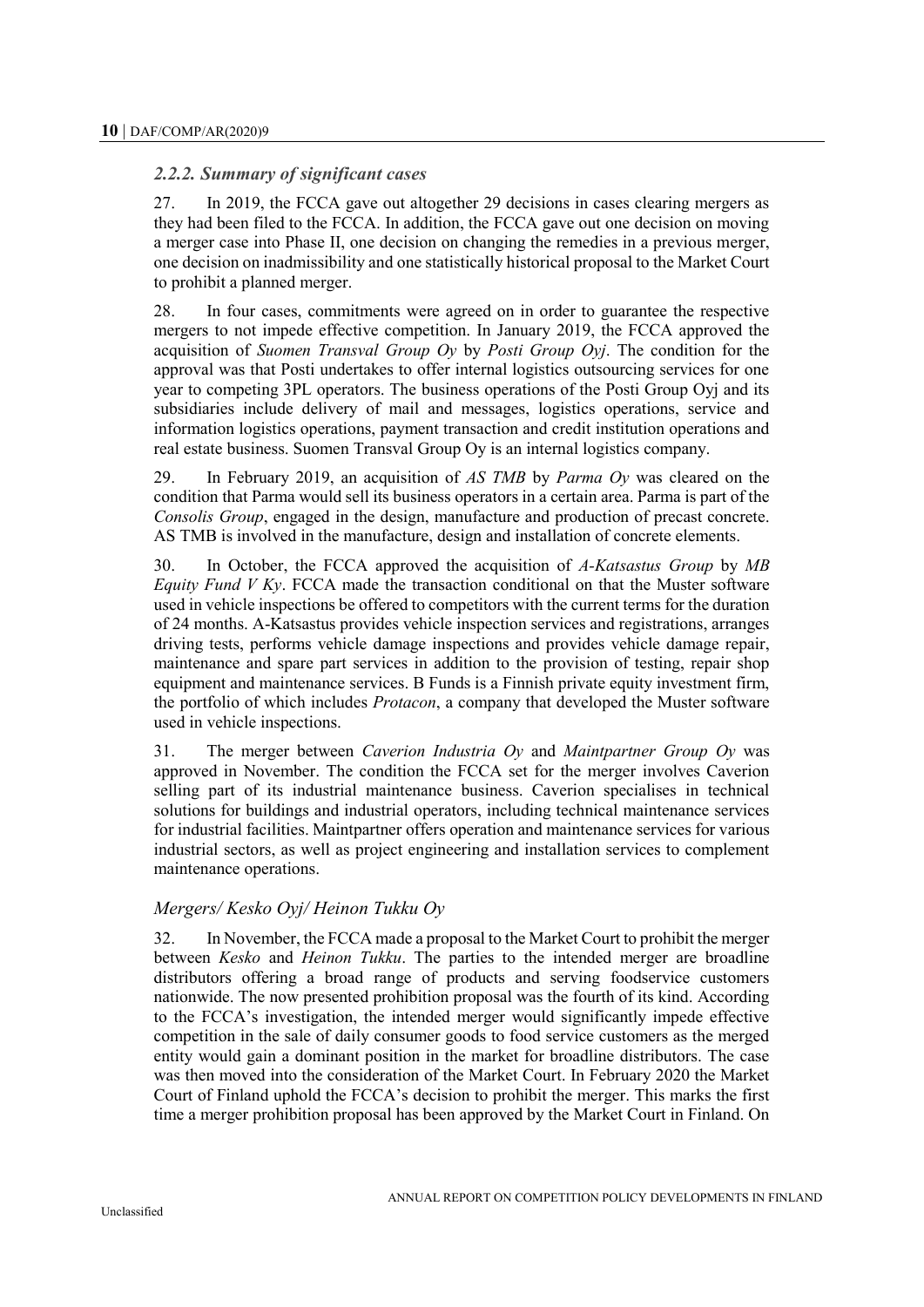### *2.2.2. Summary of significant cases*

27. In 2019, the FCCA gave out altogether 29 decisions in cases clearing mergers as they had been filed to the FCCA. In addition, the FCCA gave out one decision on moving a merger case into Phase II, one decision on changing the remedies in a previous merger, one decision on inadmissibility and one statistically historical proposal to the Market Court to prohibit a planned merger.

28. In four cases, commitments were agreed on in order to guarantee the respective mergers to not impede effective competition. In January 2019, the FCCA approved the acquisition of *Suomen Transval Group Oy* by *Posti Group Oyj*. The condition for the approval was that Posti undertakes to offer internal logistics outsourcing services for one year to competing 3PL operators. The business operations of the Posti Group Oyj and its subsidiaries include delivery of mail and messages, logistics operations, service and information logistics operations, payment transaction and credit institution operations and real estate business. Suomen Transval Group Oy is an internal logistics company.

29. In February 2019, an acquisition of *AS TMB* by *Parma Oy* was cleared on the condition that Parma would sell its business operators in a certain area. Parma is part of the *Consolis Group*, engaged in the design, manufacture and production of precast concrete. AS TMB is involved in the manufacture, design and installation of concrete elements.

30. In October, the FCCA approved the acquisition of *A-Katsastus Group* by *MB Equity Fund V Ky*. FCCA made the transaction conditional on that the Muster software used in vehicle inspections be offered to competitors with the current terms for the duration of 24 months. A-Katsastus provides vehicle inspection services and registrations, arranges driving tests, performs vehicle damage inspections and provides vehicle damage repair, maintenance and spare part services in addition to the provision of testing, repair shop equipment and maintenance services. B Funds is a Finnish private equity investment firm, the portfolio of which includes *Protacon*, a company that developed the Muster software used in vehicle inspections.

31. The merger between *Caverion Industria Oy* and *Maintpartner Group Oy* was approved in November. The condition the FCCA set for the merger involves Caverion selling part of its industrial maintenance business. Caverion specialises in technical solutions for buildings and industrial operators, including technical maintenance services for industrial facilities. Maintpartner offers operation and maintenance services for various industrial sectors, as well as project engineering and installation services to complement maintenance operations.

### *Mergers/ Kesko Oyj/ Heinon Tukku Oy*

32. In November, the FCCA made a proposal to the Market Court to prohibit the merger between *Kesko* and *Heinon Tukku*. The parties to the intended merger are broadline distributors offering a broad range of products and serving foodservice customers nationwide. The now presented prohibition proposal was the fourth of its kind. According to the FCCA's investigation, the intended merger would significantly impede effective competition in the sale of daily consumer goods to food service customers as the merged entity would gain a dominant position in the market for broadline distributors. The case was then moved into the consideration of the Market Court. In February 2020 the Market Court of Finland uphold the FCCA's decision to prohibit the merger. This marks the first time a merger prohibition proposal has been approved by the Market Court in Finland. On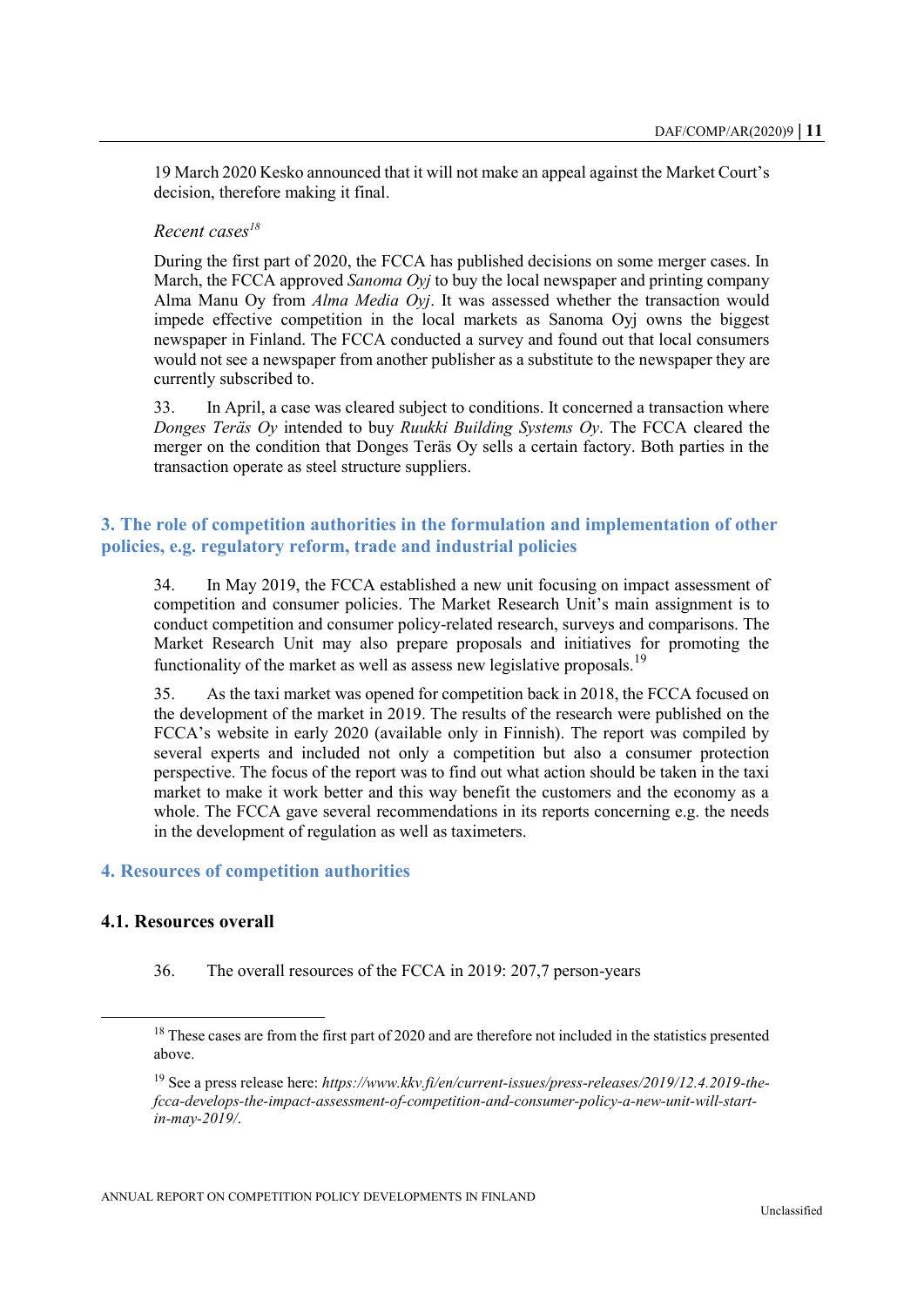19 March 2020 Kesko announced that it will not make an appeal against the Market Court's decision, therefore making it final.

*Recent cases*[18]

During the first part of 2020, the FCCA has published decisions on some merger cases. In March, the FCCA approved *Sanoma Oyj* to buy the local newspaper and printing company Alma Manu Oy from *Alma Media Oyj*. It was assessed whether the transaction would impede effective competition in the local markets as Sanoma Oyj owns the biggest newspaper in Finland. The FCCA conducted a survey and found out that local consumers would not see a newspaper from another publisher as a substitute to the newspaper they are currently subscribed to.

33. In April, a case was cleared subject to conditions. It concerned a transaction where *Donges Teräs Oy* intended to buy *Ruukki Building Systems Oy*. The FCCA cleared the merger on the condition that Donges Teräs Oy sells a certain factory. Both parties in the transaction operate as steel structure suppliers.

## 3. The role of competition authorities in the formulation and implementation of other policies, e.g. regulatory reform, trade and industrial policies

34. In May 2019, the FCCA established a new unit focusing on impact assessment of competition and consumer policies. The Market Research Unit's main assignment is to conduct competition and consumer policy-related research, surveys and comparisons. The Market Research Unit may also prepare proposals and initiatives for promoting the functionality of the market as well as assess new legislative proposals.[19]

35. As the taxi market was opened for competition back in 2018, the FCCA focused on the development of the market in 2019. The results of the research were published on the FCCA's website in early 2020 (available only in Finnish). The report was compiled by several experts and included not only a competition but also a consumer protection perspective. The focus of the report was to find out what action should be taken in the taxi market to make it work better and this way benefit the customers and the economy as a whole. The FCCA gave several recommendations in its reports concerning e.g. the needs in the development of regulation as well as taximeters.

## 4. Resources of competition authorities

### 4.1. Resources overall

36. The overall resources of the FCCA in 2019: 207,7 person-years

---

[18] These cases are from the first part of 2020 and are therefore not included in the statistics presented above.

[19] See a press release here: *https://www.kkv.fi/en/current-issues/press-releases/2019/12.4.2019-the-fcca-develops-the-impact-assessment-of-competition-and-consumer-policy-a-new-unit-will-start-in-may-2019/*.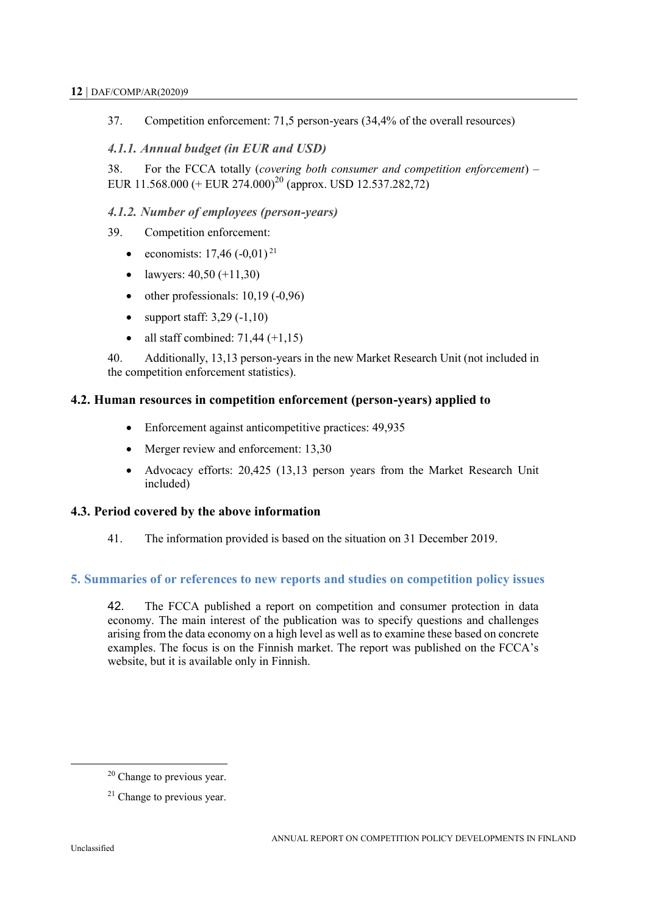37. Competition enforcement: 71,5 person-years (34,4% of the overall resources)

#### 4.1.1. Annual budget (in EUR and USD)

38. For the FCCA totally (*covering both consumer and competition enforcement*) – EUR 11.568.000 (+ EUR 274.000)[20] (approx. USD 12.537.282,72)

#### 4.1.2. Number of employees (person-years)

39. Competition enforcement:

- economists: 17,46 (-0,01)[21]
- lawyers: 40,50 (+11,30)
- other professionals: 10,19 (-0,96)
- support staff: 3,29 (-1,10)
- all staff combined: 71,44 (+1,15)

40. Additionally, 13,13 person-years in the new Market Research Unit (not included in the competition enforcement statistics).

### 4.2. Human resources in competition enforcement (person-years) applied to

- Enforcement against anticompetitive practices: 49,935
- Merger review and enforcement: 13,30
- Advocacy efforts: 20,425 (13,13 person years from the Market Research Unit included)

### 4.3. Period covered by the above information

41. The information provided is based on the situation on 31 December 2019.

## 5. Summaries of or references to new reports and studies on competition policy issues

42. The FCCA published a report on competition and consumer protection in data economy. The main interest of the publication was to specify questions and challenges arising from the data economy on a high level as well as to examine these based on concrete examples. The focus is on the Finnish market. The report was published on the FCCA's website, but it is available only in Finnish.

---

[20] Change to previous year.

[21] Change to previous year.